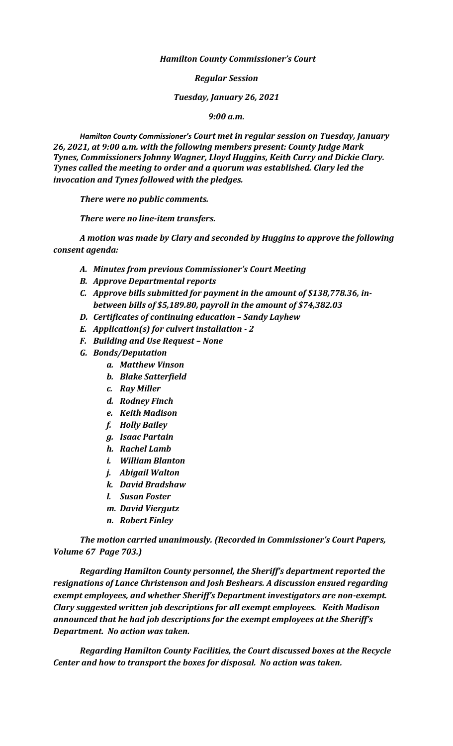***Hamilton County Commissioner's Court***

***Regular Session***

***Tuesday, January 26, 2021***

***9:00 a.m.***

***Hamilton County Commissioner's Court met in regular session on Tuesday, January 26, 2021, at 9:00 a.m. with the following members present: County Judge Mark Tynes, Commissioners Johnny Wagner, Lloyd Huggins, Keith Curry and Dickie Clary. Tynes called the meeting to order and a quorum was established. Clary led the invocation and Tynes followed with the pledges.***

***There were no public comments.***

***There were no line-item transfers.***

***A motion was made by Clary and seconded by Huggins to approve the following consent agenda:***

- ***A. Minutes from previous Commissioner's Court Meeting***
- ***B. Approve Departmental reports***
- ***C. Approve bills submitted for payment in the amount of $138,778.36, in-between bills of $5,189.80, payroll in the amount of $74,382.03***
- ***D. Certificates of continuing education – Sandy Layhew***
- ***E. Application(s) for culvert installation - 2***
- ***F. Building and Use Request – None***
- ***G. Bonds/Deputation***
  - ***a. Matthew Vinson***
  - ***b. Blake Satterfield***
  - ***c. Ray Miller***
  - ***d. Rodney Finch***
  - ***e. Keith Madison***
  - ***f. Holly Bailey***
  - ***g. Isaac Partain***
  - ***h. Rachel Lamb***
  - ***i. William Blanton***
  - ***j. Abigail Walton***
  - ***k. David Bradshaw***
  - ***l. Susan Foster***
  - ***m. David Viergutz***
  - ***n. Robert Finley***

***The motion carried unanimously. (Recorded in Commissioner's Court Papers, Volume 67 Page 703.)***

***Regarding Hamilton County personnel, the Sheriff's department reported the resignations of Lance Christenson and Josh Beshears. A discussion ensued regarding exempt employees, and whether Sheriff's Department investigators are non-exempt. Clary suggested written job descriptions for all exempt employees. Keith Madison announced that he had job descriptions for the exempt employees at the Sheriff's Department. No action was taken.***

***Regarding Hamilton County Facilities, the Court discussed boxes at the Recycle Center and how to transport the boxes for disposal. No action was taken.***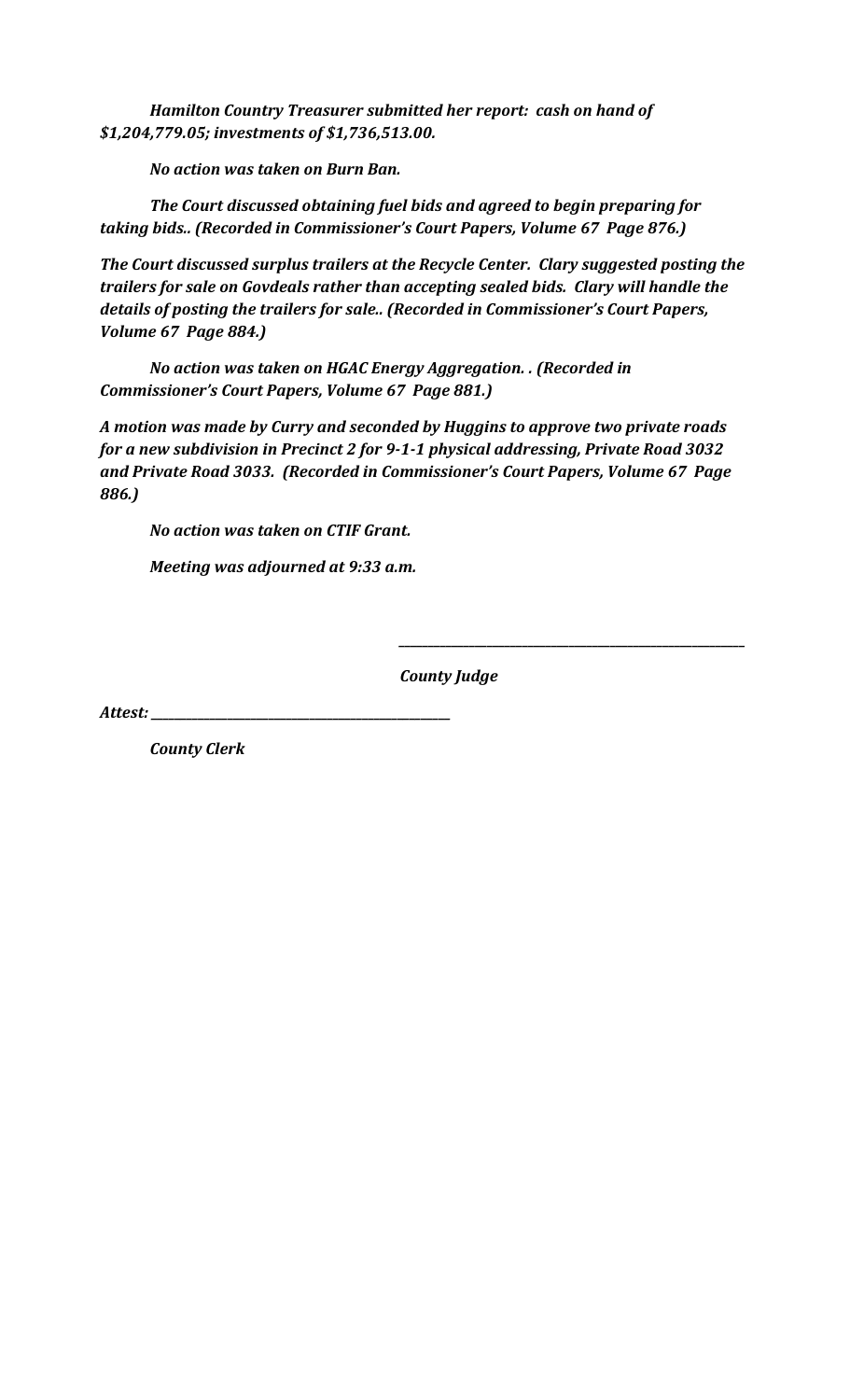***Hamilton Country Treasurer submitted her report: cash on hand of $1,204,779.05; investments of $1,736,513.00.***

***No action was taken on Burn Ban.***

***The Court discussed obtaining fuel bids and agreed to begin preparing for taking bids.. (Recorded in Commissioner's Court Papers, Volume 67 Page 876.)***

***The Court discussed surplus trailers at the Recycle Center. Clary suggested posting the trailers for sale on Govdeals rather than accepting sealed bids. Clary will handle the details of posting the trailers for sale.. (Recorded in Commissioner's Court Papers, Volume 67 Page 884.)***

***No action was taken on HGAC Energy Aggregation. . (Recorded in Commissioner's Court Papers, Volume 67 Page 881.)***

***A motion was made by Curry and seconded by Huggins to approve two private roads for a new subdivision in Precinct 2 for 9-1-1 physical addressing, Private Road 3032 and Private Road 3033. (Recorded in Commissioner's Court Papers, Volume 67 Page 886.)***

***No action was taken on CTIF Grant.***

***Meeting was adjourned at 9:33 a.m.***

_______________________________________________

***County Judge***

***Attest:*** _______________________________________

***County Clerk***